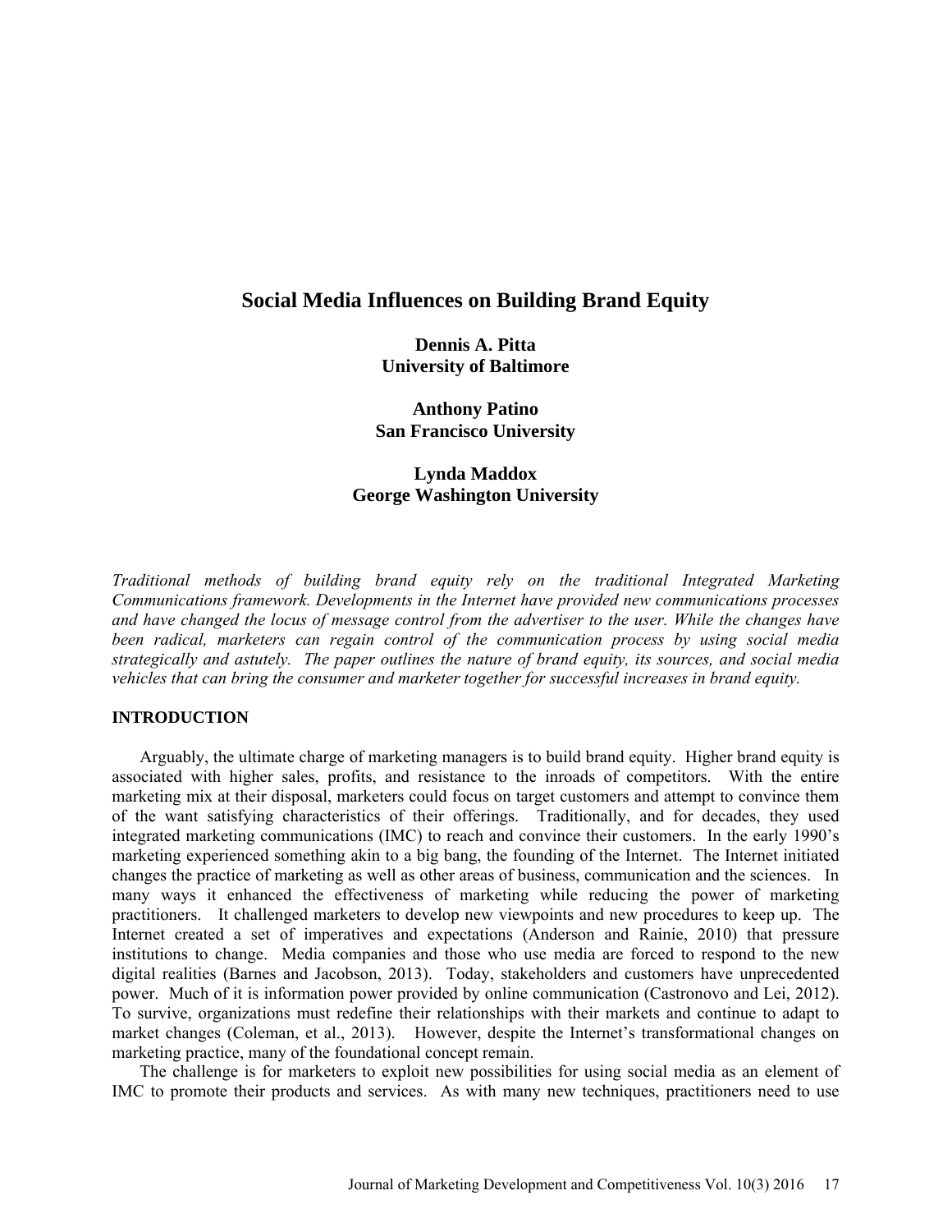# Social Media Influences on Building Brand Equity

**Dennis A. Pitta**
**University of Baltimore**

**Anthony Patino**
**San Francisco University**

**Lynda Maddox**
**George Washington University**

*Traditional methods of building brand equity rely on the traditional Integrated Marketing Communications framework. Developments in the Internet have provided new communications processes and have changed the locus of message control from the advertiser to the user. While the changes have been radical, marketers can regain control of the communication process by using social media strategically and astutely. The paper outlines the nature of brand equity, its sources, and social media vehicles that can bring the consumer and marketer together for successful increases in brand equity.*

## INTRODUCTION

Arguably, the ultimate charge of marketing managers is to build brand equity. Higher brand equity is associated with higher sales, profits, and resistance to the inroads of competitors. With the entire marketing mix at their disposal, marketers could focus on target customers and attempt to convince them of the want satisfying characteristics of their offerings. Traditionally, and for decades, they used integrated marketing communications (IMC) to reach and convince their customers. In the early 1990's marketing experienced something akin to a big bang, the founding of the Internet. The Internet initiated changes the practice of marketing as well as other areas of business, communication and the sciences. In many ways it enhanced the effectiveness of marketing while reducing the power of marketing practitioners. It challenged marketers to develop new viewpoints and new procedures to keep up. The Internet created a set of imperatives and expectations (Anderson and Rainie, 2010) that pressure institutions to change. Media companies and those who use media are forced to respond to the new digital realities (Barnes and Jacobson, 2013). Today, stakeholders and customers have unprecedented power. Much of it is information power provided by online communication (Castronovo and Lei, 2012). To survive, organizations must redefine their relationships with their markets and continue to adapt to market changes (Coleman, et al., 2013). However, despite the Internet's transformational changes on marketing practice, many of the foundational concept remain.

The challenge is for marketers to exploit new possibilities for using social media as an element of IMC to promote their products and services. As with many new techniques, practitioners need to use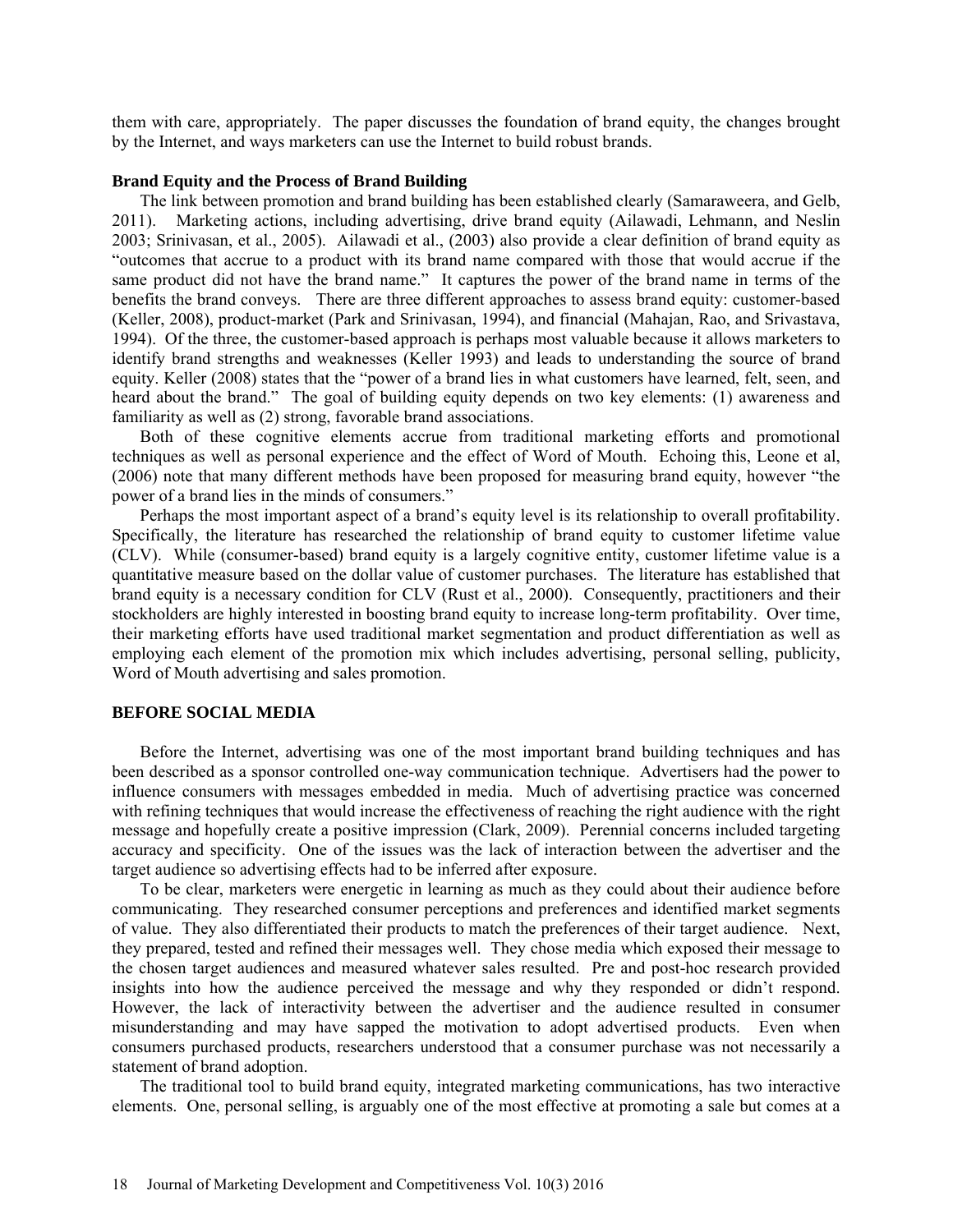them with care, appropriately. The paper discusses the foundation of brand equity, the changes brought by the Internet, and ways marketers can use the Internet to build robust brands.

### Brand Equity and the Process of Brand Building

The link between promotion and brand building has been established clearly (Samaraweera, and Gelb, 2011). Marketing actions, including advertising, drive brand equity (Ailawadi, Lehmann, and Neslin 2003; Srinivasan, et al., 2005). Ailawadi et al., (2003) also provide a clear definition of brand equity as "outcomes that accrue to a product with its brand name compared with those that would accrue if the same product did not have the brand name." It captures the power of the brand name in terms of the benefits the brand conveys. There are three different approaches to assess brand equity: customer-based (Keller, 2008), product-market (Park and Srinivasan, 1994), and financial (Mahajan, Rao, and Srivastava, 1994). Of the three, the customer-based approach is perhaps most valuable because it allows marketers to identify brand strengths and weaknesses (Keller 1993) and leads to understanding the source of brand equity. Keller (2008) states that the "power of a brand lies in what customers have learned, felt, seen, and heard about the brand." The goal of building equity depends on two key elements: (1) awareness and familiarity as well as (2) strong, favorable brand associations.

Both of these cognitive elements accrue from traditional marketing efforts and promotional techniques as well as personal experience and the effect of Word of Mouth. Echoing this, Leone et al, (2006) note that many different methods have been proposed for measuring brand equity, however "the power of a brand lies in the minds of consumers."

Perhaps the most important aspect of a brand's equity level is its relationship to overall profitability. Specifically, the literature has researched the relationship of brand equity to customer lifetime value (CLV). While (consumer-based) brand equity is a largely cognitive entity, customer lifetime value is a quantitative measure based on the dollar value of customer purchases. The literature has established that brand equity is a necessary condition for CLV (Rust et al., 2000). Consequently, practitioners and their stockholders are highly interested in boosting brand equity to increase long-term profitability. Over time, their marketing efforts have used traditional market segmentation and product differentiation as well as employing each element of the promotion mix which includes advertising, personal selling, publicity, Word of Mouth advertising and sales promotion.

## BEFORE SOCIAL MEDIA

Before the Internet, advertising was one of the most important brand building techniques and has been described as a sponsor controlled one-way communication technique. Advertisers had the power to influence consumers with messages embedded in media. Much of advertising practice was concerned with refining techniques that would increase the effectiveness of reaching the right audience with the right message and hopefully create a positive impression (Clark, 2009). Perennial concerns included targeting accuracy and specificity. One of the issues was the lack of interaction between the advertiser and the target audience so advertising effects had to be inferred after exposure.

To be clear, marketers were energetic in learning as much as they could about their audience before communicating. They researched consumer perceptions and preferences and identified market segments of value. They also differentiated their products to match the preferences of their target audience. Next, they prepared, tested and refined their messages well. They chose media which exposed their message to the chosen target audiences and measured whatever sales resulted. Pre and post-hoc research provided insights into how the audience perceived the message and why they responded or didn't respond. However, the lack of interactivity between the advertiser and the audience resulted in consumer misunderstanding and may have sapped the motivation to adopt advertised products. Even when consumers purchased products, researchers understood that a consumer purchase was not necessarily a statement of brand adoption.

The traditional tool to build brand equity, integrated marketing communications, has two interactive elements. One, personal selling, is arguably one of the most effective at promoting a sale but comes at a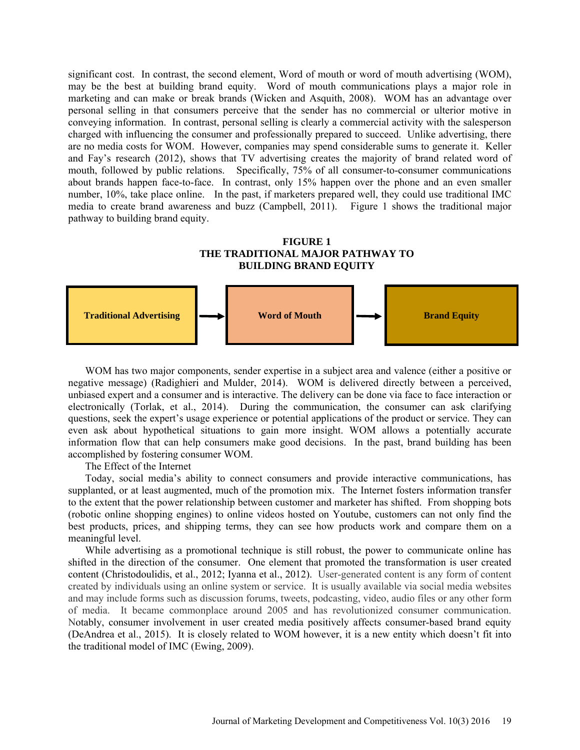significant cost. In contrast, the second element, Word of mouth or word of mouth advertising (WOM), may be the best at building brand equity. Word of mouth communications plays a major role in marketing and can make or break brands (Wicken and Asquith, 2008). WOM has an advantage over personal selling in that consumers perceive that the sender has no commercial or ulterior motive in conveying information. In contrast, personal selling is clearly a commercial activity with the salesperson charged with influencing the consumer and professionally prepared to succeed. Unlike advertising, there are no media costs for WOM. However, companies may spend considerable sums to generate it. Keller and Fay's research (2012), shows that TV advertising creates the majority of brand related word of mouth, followed by public relations. Specifically, 75% of all consumer-to-consumer communications about brands happen face-to-face. In contrast, only 15% happen over the phone and an even smaller number, 10%, take place online. In the past, if marketers prepared well, they could use traditional IMC media to create brand awareness and buzz (Campbell, 2011). Figure 1 shows the traditional major pathway to building brand equity.

**FIGURE 1**
**THE TRADITIONAL MAJOR PATHWAY TO BUILDING BRAND EQUITY**

**Traditional Advertising** → **Word of Mouth** → **Brand Equity**

WOM has two major components, sender expertise in a subject area and valence (either a positive or negative message) (Radighieri and Mulder, 2014). WOM is delivered directly between a perceived, unbiased expert and a consumer and is interactive. The delivery can be done via face to face interaction or electronically (Torlak, et al., 2014). During the communication, the consumer can ask clarifying questions, seek the expert's usage experience or potential applications of the product or service. They can even ask about hypothetical situations to gain more insight. WOM allows a potentially accurate information flow that can help consumers make good decisions. In the past, brand building has been accomplished by fostering consumer WOM.

The Effect of the Internet

Today, social media's ability to connect consumers and provide interactive communications, has supplanted, or at least augmented, much of the promotion mix. The Internet fosters information transfer to the extent that the power relationship between customer and marketer has shifted. From shopping bots (robotic online shopping engines) to online videos hosted on Youtube, customers can not only find the best products, prices, and shipping terms, they can see how products work and compare them on a meaningful level.

While advertising as a promotional technique is still robust, the power to communicate online has shifted in the direction of the consumer. One element that promoted the transformation is user created content (Christodoulidis, et al., 2012; Iyanna et al., 2012). User-generated content is any form of content created by individuals using an online system or service. It is usually available via social media websites and may include forms such as discussion forums, tweets, podcasting, video, audio files or any other form of media. It became commonplace around 2005 and has revolutionized consumer communication. Notably, consumer involvement in user created media positively affects consumer-based brand equity (DeAndrea et al., 2015). It is closely related to WOM however, it is a new entity which doesn't fit into the traditional model of IMC (Ewing, 2009).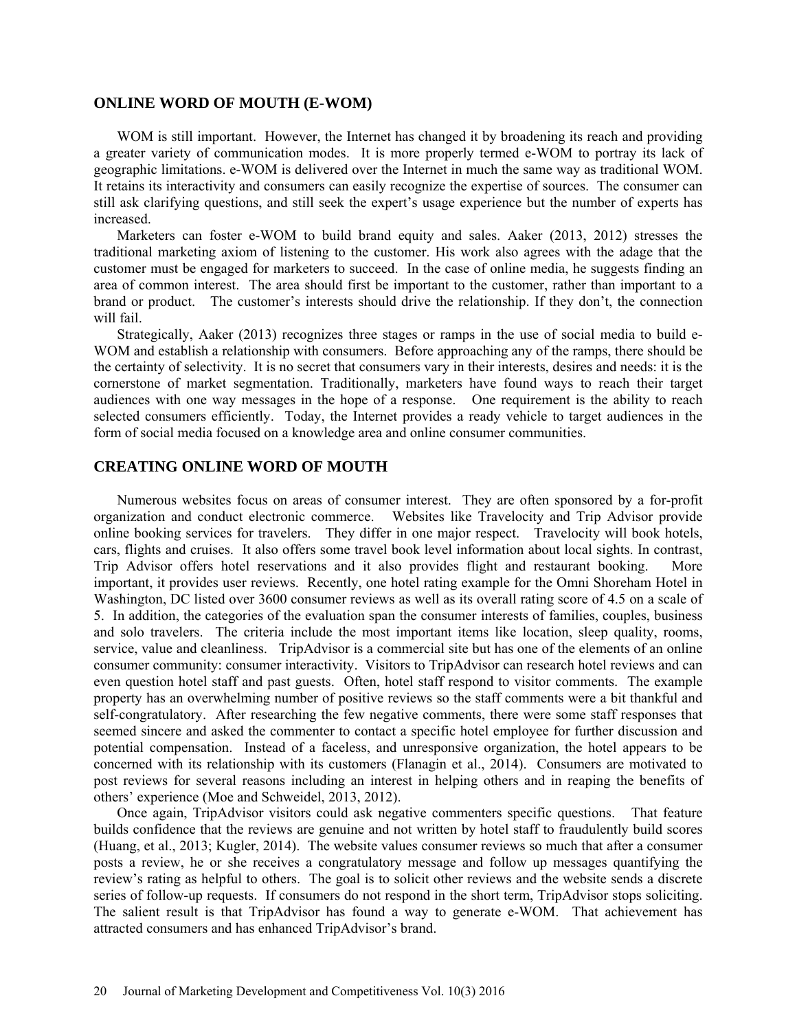## ONLINE WORD OF MOUTH (E-WOM)

WOM is still important. However, the Internet has changed it by broadening its reach and providing a greater variety of communication modes. It is more properly termed e-WOM to portray its lack of geographic limitations. e-WOM is delivered over the Internet in much the same way as traditional WOM. It retains its interactivity and consumers can easily recognize the expertise of sources. The consumer can still ask clarifying questions, and still seek the expert's usage experience but the number of experts has increased.

Marketers can foster e-WOM to build brand equity and sales. Aaker (2013, 2012) stresses the traditional marketing axiom of listening to the customer. His work also agrees with the adage that the customer must be engaged for marketers to succeed. In the case of online media, he suggests finding an area of common interest. The area should first be important to the customer, rather than important to a brand or product. The customer's interests should drive the relationship. If they don't, the connection will fail.

Strategically, Aaker (2013) recognizes three stages or ramps in the use of social media to build e-WOM and establish a relationship with consumers. Before approaching any of the ramps, there should be the certainty of selectivity. It is no secret that consumers vary in their interests, desires and needs: it is the cornerstone of market segmentation. Traditionally, marketers have found ways to reach their target audiences with one way messages in the hope of a response. One requirement is the ability to reach selected consumers efficiently. Today, the Internet provides a ready vehicle to target audiences in the form of social media focused on a knowledge area and online consumer communities.

## CREATING ONLINE WORD OF MOUTH

Numerous websites focus on areas of consumer interest. They are often sponsored by a for-profit organization and conduct electronic commerce. Websites like Travelocity and Trip Advisor provide online booking services for travelers. They differ in one major respect. Travelocity will book hotels, cars, flights and cruises. It also offers some travel book level information about local sights. In contrast, Trip Advisor offers hotel reservations and it also provides flight and restaurant booking. More important, it provides user reviews. Recently, one hotel rating example for the Omni Shoreham Hotel in Washington, DC listed over 3600 consumer reviews as well as its overall rating score of 4.5 on a scale of 5. In addition, the categories of the evaluation span the consumer interests of families, couples, business and solo travelers. The criteria include the most important items like location, sleep quality, rooms, service, value and cleanliness. TripAdvisor is a commercial site but has one of the elements of an online consumer community: consumer interactivity. Visitors to TripAdvisor can research hotel reviews and can even question hotel staff and past guests. Often, hotel staff respond to visitor comments. The example property has an overwhelming number of positive reviews so the staff comments were a bit thankful and self-congratulatory. After researching the few negative comments, there were some staff responses that seemed sincere and asked the commenter to contact a specific hotel employee for further discussion and potential compensation. Instead of a faceless, and unresponsive organization, the hotel appears to be concerned with its relationship with its customers (Flanagin et al., 2014). Consumers are motivated to post reviews for several reasons including an interest in helping others and in reaping the benefits of others' experience (Moe and Schweidel, 2013, 2012).

Once again, TripAdvisor visitors could ask negative commenters specific questions. That feature builds confidence that the reviews are genuine and not written by hotel staff to fraudulently build scores (Huang, et al., 2013; Kugler, 2014). The website values consumer reviews so much that after a consumer posts a review, he or she receives a congratulatory message and follow up messages quantifying the review's rating as helpful to others. The goal is to solicit other reviews and the website sends a discrete series of follow-up requests. If consumers do not respond in the short term, TripAdvisor stops soliciting. The salient result is that TripAdvisor has found a way to generate e-WOM. That achievement has attracted consumers and has enhanced TripAdvisor's brand.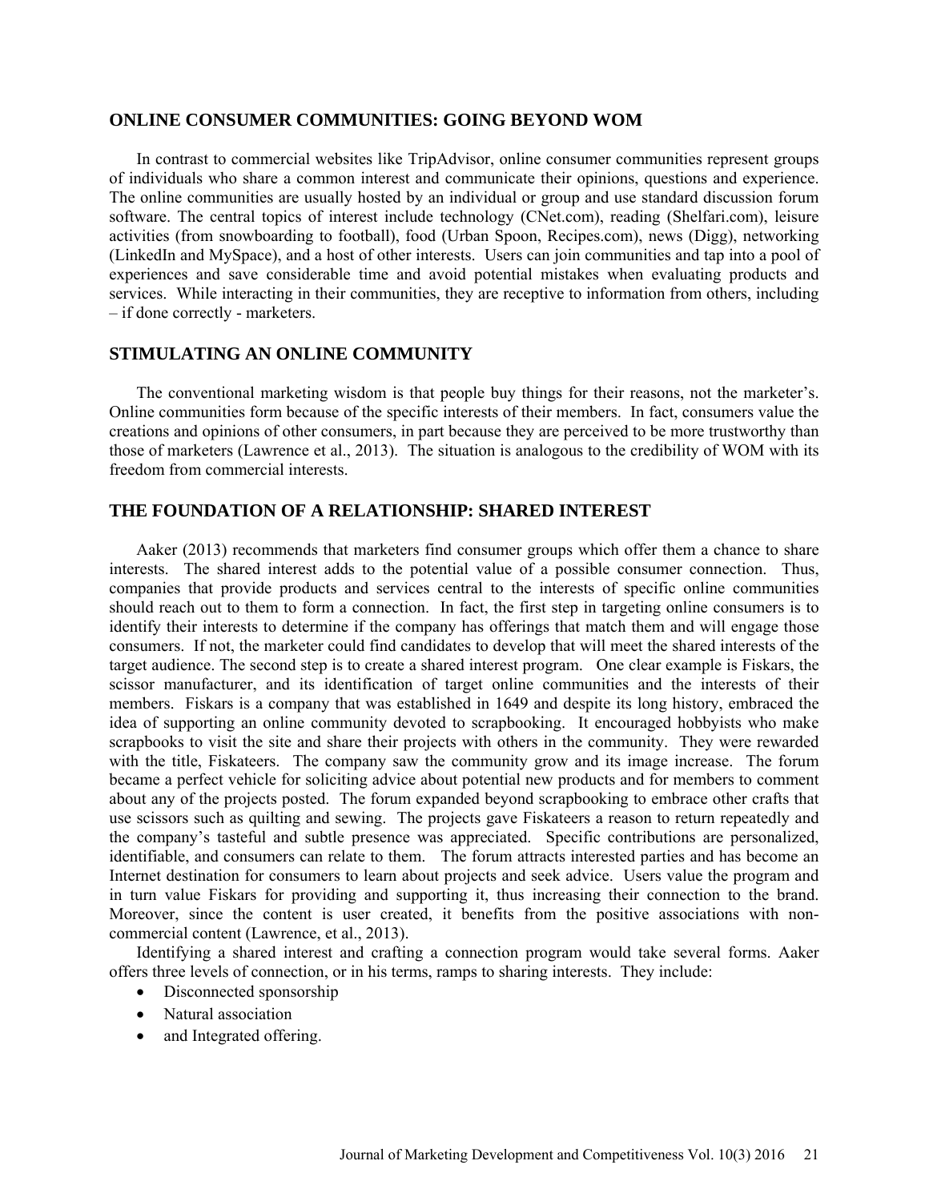## ONLINE CONSUMER COMMUNITIES: GOING BEYOND WOM

In contrast to commercial websites like TripAdvisor, online consumer communities represent groups of individuals who share a common interest and communicate their opinions, questions and experience. The online communities are usually hosted by an individual or group and use standard discussion forum software. The central topics of interest include technology (CNet.com), reading (Shelfari.com), leisure activities (from snowboarding to football), food (Urban Spoon, Recipes.com), news (Digg), networking (LinkedIn and MySpace), and a host of other interests. Users can join communities and tap into a pool of experiences and save considerable time and avoid potential mistakes when evaluating products and services. While interacting in their communities, they are receptive to information from others, including – if done correctly - marketers.

## STIMULATING AN ONLINE COMMUNITY

The conventional marketing wisdom is that people buy things for their reasons, not the marketer's. Online communities form because of the specific interests of their members. In fact, consumers value the creations and opinions of other consumers, in part because they are perceived to be more trustworthy than those of marketers (Lawrence et al., 2013). The situation is analogous to the credibility of WOM with its freedom from commercial interests.

## THE FOUNDATION OF A RELATIONSHIP: SHARED INTEREST

Aaker (2013) recommends that marketers find consumer groups which offer them a chance to share interests. The shared interest adds to the potential value of a possible consumer connection. Thus, companies that provide products and services central to the interests of specific online communities should reach out to them to form a connection. In fact, the first step in targeting online consumers is to identify their interests to determine if the company has offerings that match them and will engage those consumers. If not, the marketer could find candidates to develop that will meet the shared interests of the target audience. The second step is to create a shared interest program. One clear example is Fiskars, the scissor manufacturer, and its identification of target online communities and the interests of their members. Fiskars is a company that was established in 1649 and despite its long history, embraced the idea of supporting an online community devoted to scrapbooking. It encouraged hobbyists who make scrapbooks to visit the site and share their projects with others in the community. They were rewarded with the title, Fiskateers. The company saw the community grow and its image increase. The forum became a perfect vehicle for soliciting advice about potential new products and for members to comment about any of the projects posted. The forum expanded beyond scrapbooking to embrace other crafts that use scissors such as quilting and sewing. The projects gave Fiskateers a reason to return repeatedly and the company's tasteful and subtle presence was appreciated. Specific contributions are personalized, identifiable, and consumers can relate to them. The forum attracts interested parties and has become an Internet destination for consumers to learn about projects and seek advice. Users value the program and in turn value Fiskars for providing and supporting it, thus increasing their connection to the brand. Moreover, since the content is user created, it benefits from the positive associations with non-commercial content (Lawrence, et al., 2013).

Identifying a shared interest and crafting a connection program would take several forms. Aaker offers three levels of connection, or in his terms, ramps to sharing interests. They include:

- Disconnected sponsorship
- Natural association
- and Integrated offering.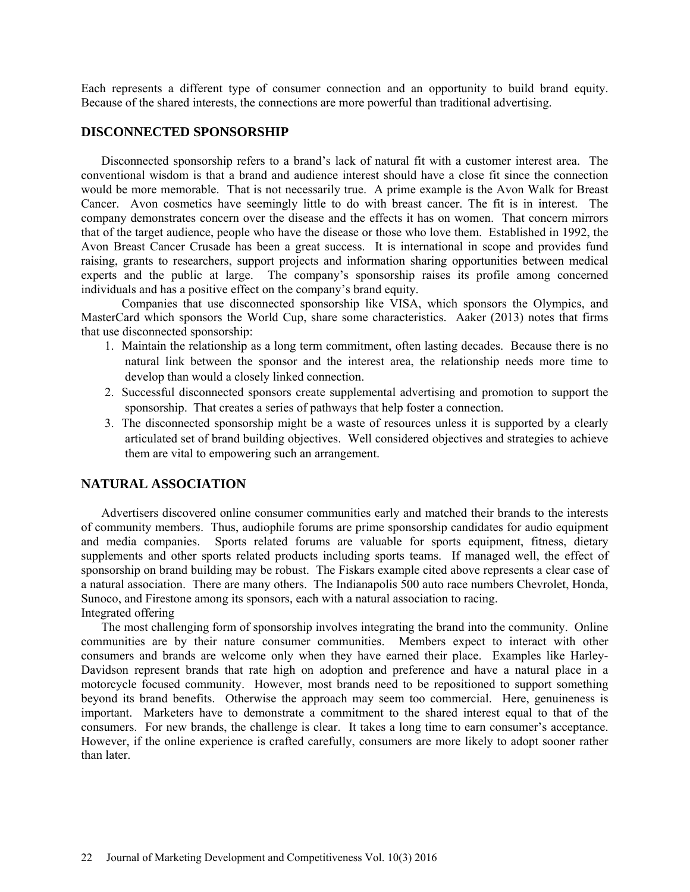Each represents a different type of consumer connection and an opportunity to build brand equity. Because of the shared interests, the connections are more powerful than traditional advertising.

## DISCONNECTED SPONSORSHIP

Disconnected sponsorship refers to a brand's lack of natural fit with a customer interest area. The conventional wisdom is that a brand and audience interest should have a close fit since the connection would be more memorable. That is not necessarily true. A prime example is the Avon Walk for Breast Cancer. Avon cosmetics have seemingly little to do with breast cancer. The fit is in interest. The company demonstrates concern over the disease and the effects it has on women. That concern mirrors that of the target audience, people who have the disease or those who love them. Established in 1992, the Avon Breast Cancer Crusade has been a great success. It is international in scope and provides fund raising, grants to researchers, support projects and information sharing opportunities between medical experts and the public at large. The company's sponsorship raises its profile among concerned individuals and has a positive effect on the company's brand equity.

Companies that use disconnected sponsorship like VISA, which sponsors the Olympics, and MasterCard which sponsors the World Cup, share some characteristics. Aaker (2013) notes that firms that use disconnected sponsorship:

1. Maintain the relationship as a long term commitment, often lasting decades. Because there is no natural link between the sponsor and the interest area, the relationship needs more time to develop than would a closely linked connection.
2. Successful disconnected sponsors create supplemental advertising and promotion to support the sponsorship. That creates a series of pathways that help foster a connection.
3. The disconnected sponsorship might be a waste of resources unless it is supported by a clearly articulated set of brand building objectives. Well considered objectives and strategies to achieve them are vital to empowering such an arrangement.

## NATURAL ASSOCIATION

Advertisers discovered online consumer communities early and matched their brands to the interests of community members. Thus, audiophile forums are prime sponsorship candidates for audio equipment and media companies. Sports related forums are valuable for sports equipment, fitness, dietary supplements and other sports related products including sports teams. If managed well, the effect of sponsorship on brand building may be robust. The Fiskars example cited above represents a clear case of a natural association. There are many others. The Indianapolis 500 auto race numbers Chevrolet, Honda, Sunoco, and Firestone among its sponsors, each with a natural association to racing.

Integrated offering

The most challenging form of sponsorship involves integrating the brand into the community. Online communities are by their nature consumer communities. Members expect to interact with other consumers and brands are welcome only when they have earned their place. Examples like Harley-Davidson represent brands that rate high on adoption and preference and have a natural place in a motorcycle focused community. However, most brands need to be repositioned to support something beyond its brand benefits. Otherwise the approach may seem too commercial. Here, genuineness is important. Marketers have to demonstrate a commitment to the shared interest equal to that of the consumers. For new brands, the challenge is clear. It takes a long time to earn consumer's acceptance. However, if the online experience is crafted carefully, consumers are more likely to adopt sooner rather than later.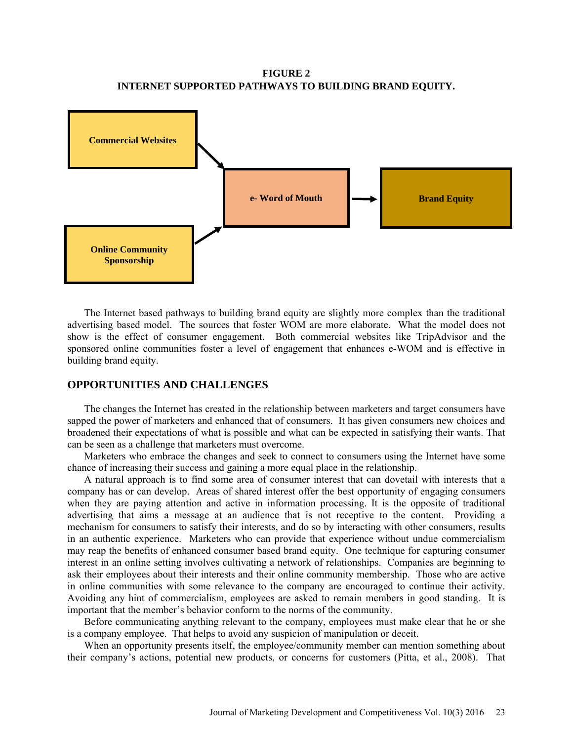**FIGURE 2**
**INTERNET SUPPORTED PATHWAYS TO BUILDING BRAND EQUITY.**

The Internet based pathways to building brand equity are slightly more complex than the traditional advertising based model. The sources that foster WOM are more elaborate. What the model does not show is the effect of consumer engagement. Both commercial websites like TripAdvisor and the sponsored online communities foster a level of engagement that enhances e-WOM and is effective in building brand equity.

## OPPORTUNITIES AND CHALLENGES

The changes the Internet has created in the relationship between marketers and target consumers have sapped the power of marketers and enhanced that of consumers. It has given consumers new choices and broadened their expectations of what is possible and what can be expected in satisfying their wants. That can be seen as a challenge that marketers must overcome.

Marketers who embrace the changes and seek to connect to consumers using the Internet have some chance of increasing their success and gaining a more equal place in the relationship.

A natural approach is to find some area of consumer interest that can dovetail with interests that a company has or can develop. Areas of shared interest offer the best opportunity of engaging consumers when they are paying attention and active in information processing. It is the opposite of traditional advertising that aims a message at an audience that is not receptive to the content. Providing a mechanism for consumers to satisfy their interests, and do so by interacting with other consumers, results in an authentic experience. Marketers who can provide that experience without undue commercialism may reap the benefits of enhanced consumer based brand equity. One technique for capturing consumer interest in an online setting involves cultivating a network of relationships. Companies are beginning to ask their employees about their interests and their online community membership. Those who are active in online communities with some relevance to the company are encouraged to continue their activity. Avoiding any hint of commercialism, employees are asked to remain members in good standing. It is important that the member's behavior conform to the norms of the community.

Before communicating anything relevant to the company, employees must make clear that he or she is a company employee. That helps to avoid any suspicion of manipulation or deceit.

When an opportunity presents itself, the employee/community member can mention something about their company's actions, potential new products, or concerns for customers (Pitta, et al., 2008). That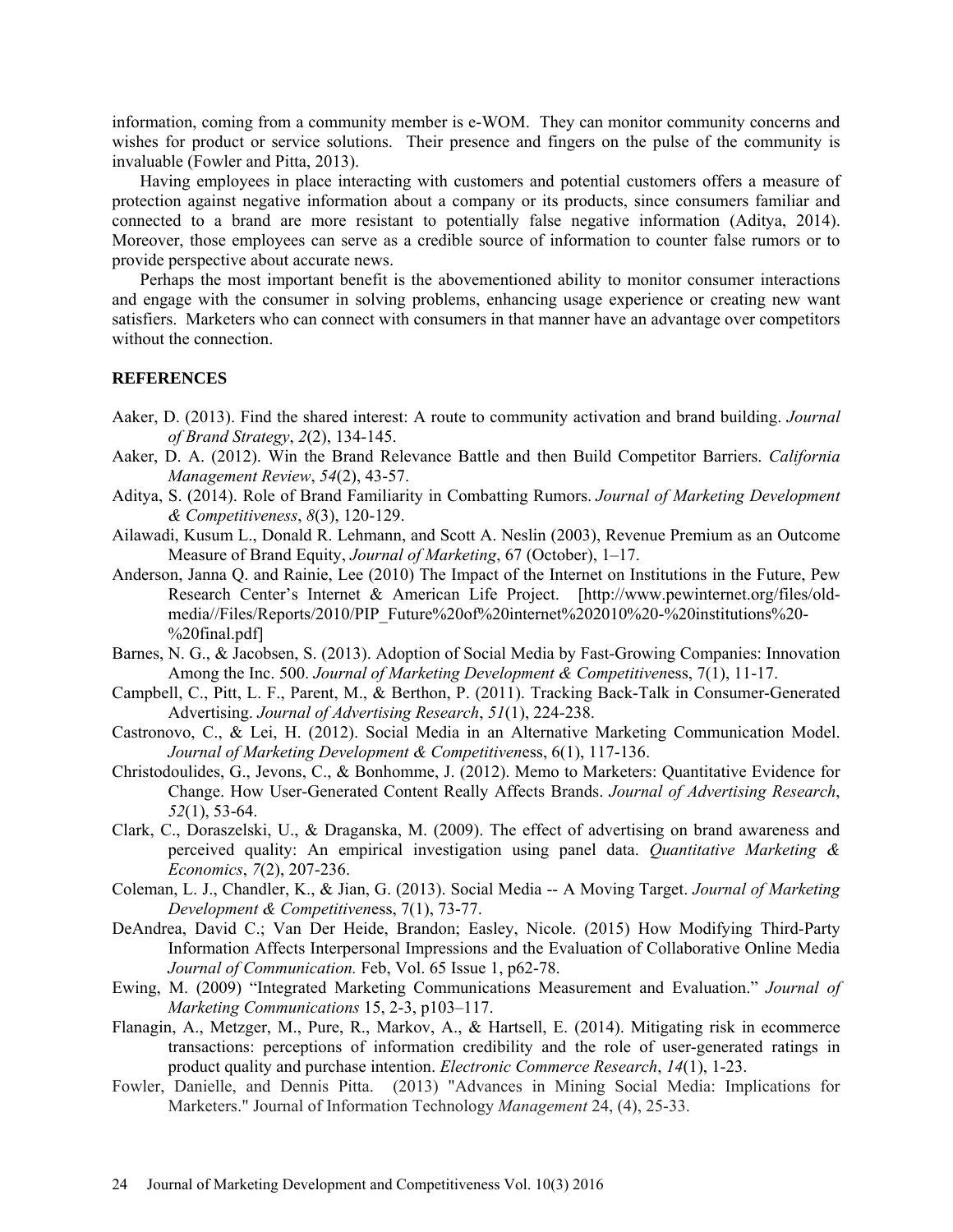information, coming from a community member is e-WOM. They can monitor community concerns and wishes for product or service solutions. Their presence and fingers on the pulse of the community is invaluable (Fowler and Pitta, 2013).

Having employees in place interacting with customers and potential customers offers a measure of protection against negative information about a company or its products, since consumers familiar and connected to a brand are more resistant to potentially false negative information (Aditya, 2014). Moreover, those employees can serve as a credible source of information to counter false rumors or to provide perspective about accurate news.

Perhaps the most important benefit is the abovementioned ability to monitor consumer interactions and engage with the consumer in solving problems, enhancing usage experience or creating new want satisfiers. Marketers who can connect with consumers in that manner have an advantage over competitors without the connection.

## REFERENCES

Aaker, D. (2013). Find the shared interest: A route to community activation and brand building. *Journal of Brand Strategy*, *2*(2), 134-145.

Aaker, D. A. (2012). Win the Brand Relevance Battle and then Build Competitor Barriers. *California Management Review*, *54*(2), 43-57.

Aditya, S. (2014). Role of Brand Familiarity in Combatting Rumors. *Journal of Marketing Development & Competitiveness*, *8*(3), 120-129.

Ailawadi, Kusum L., Donald R. Lehmann, and Scott A. Neslin (2003), Revenue Premium as an Outcome Measure of Brand Equity, *Journal of Marketing*, 67 (October), 1–17.

Anderson, Janna Q. and Rainie, Lee (2010) The Impact of the Internet on Institutions in the Future, Pew Research Center's Internet & American Life Project. [http://www.pewinternet.org/files/old-media//Files/Reports/2010/PIP_Future%20of%20internet%202010%20-%20institutions%20-%20final.pdf]

Barnes, N. G., & Jacobsen, S. (2013). Adoption of Social Media by Fast-Growing Companies: Innovation Among the Inc. 500. *Journal of Marketing Development & Competitiven*ess, 7(1), 11-17.

Campbell, C., Pitt, L. F., Parent, M., & Berthon, P. (2011). Tracking Back-Talk in Consumer-Generated Advertising. *Journal of Advertising Research*, *51*(1), 224-238.

Castronovo, C., & Lei, H. (2012). Social Media in an Alternative Marketing Communication Model. *Journal of Marketing Development & Competitiven*ess, 6(1), 117-136.

Christodoulides, G., Jevons, C., & Bonhomme, J. (2012). Memo to Marketers: Quantitative Evidence for Change. How User-Generated Content Really Affects Brands. *Journal of Advertising Research*, *52*(1), 53-64.

Clark, C., Doraszelski, U., & Draganska, M. (2009). The effect of advertising on brand awareness and perceived quality: An empirical investigation using panel data. *Quantitative Marketing & Economics*, *7*(2), 207-236.

Coleman, L. J., Chandler, K., & Jian, G. (2013). Social Media -- A Moving Target. *Journal of Marketing Development & Competitiven*ess, 7(1), 73-77.

DeAndrea, David C.; Van Der Heide, Brandon; Easley, Nicole. (2015) How Modifying Third-Party Information Affects Interpersonal Impressions and the Evaluation of Collaborative Online Media *Journal of Communication.* Feb, Vol. 65 Issue 1, p62-78.

Ewing, M. (2009) "Integrated Marketing Communications Measurement and Evaluation." *Journal of Marketing Communications* 15, 2-3, p103–117.

Flanagin, A., Metzger, M., Pure, R., Markov, A., & Hartsell, E. (2014). Mitigating risk in ecommerce transactions: perceptions of information credibility and the role of user-generated ratings in product quality and purchase intention. *Electronic Commerce Research*, *14*(1), 1-23.

Fowler, Danielle, and Dennis Pitta. (2013) "Advances in Mining Social Media: Implications for Marketers." Journal of Information Technology *Management* 24, (4), 25-33.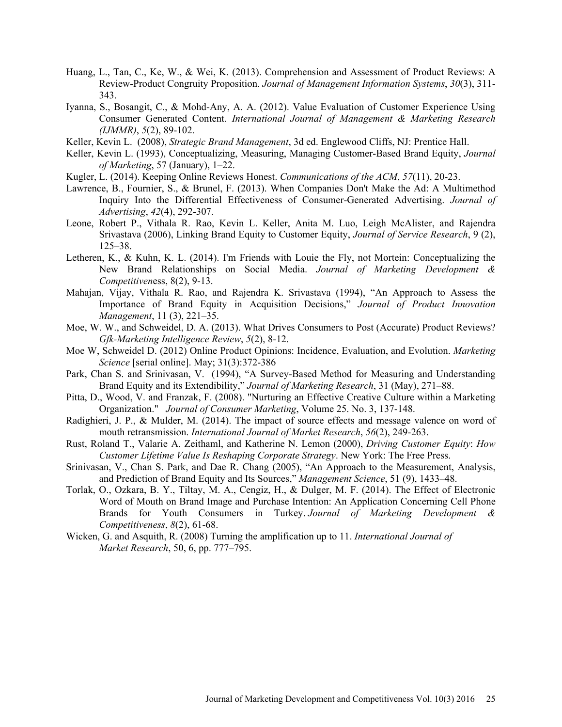Huang, L., Tan, C., Ke, W., & Wei, K. (2013). Comprehension and Assessment of Product Reviews: A Review-Product Congruity Proposition. *Journal of Management Information Systems*, *30*(3), 311-343.

Iyanna, S., Bosangit, C., & Mohd-Any, A. A. (2012). Value Evaluation of Customer Experience Using Consumer Generated Content. *International Journal of Management & Marketing Research (IJMMR)*, *5*(2), 89-102.

Keller, Kevin L. (2008), *Strategic Brand Management*, 3d ed. Englewood Cliffs, NJ: Prentice Hall.

Keller, Kevin L. (1993), Conceptualizing, Measuring, Managing Customer-Based Brand Equity, *Journal of Marketing*, 57 (January), 1–22.

Kugler, L. (2014). Keeping Online Reviews Honest. *Communications of the ACM*, *57*(11), 20-23.

Lawrence, B., Fournier, S., & Brunel, F. (2013). When Companies Don't Make the Ad: A Multimethod Inquiry Into the Differential Effectiveness of Consumer-Generated Advertising. *Journal of Advertising*, *42*(4), 292-307.

Leone, Robert P., Vithala R. Rao, Kevin L. Keller, Anita M. Luo, Leigh McAlister, and Rajendra Srivastava (2006), Linking Brand Equity to Customer Equity, *Journal of Service Research*, 9 (2), 125–38.

Letheren, K., & Kuhn, K. L. (2014). I'm Friends with Louie the Fly, not Mortein: Conceptualizing the New Brand Relationships on Social Media. *Journal of Marketing Development & Competitiveness*, 8(2), 9-13.

Mahajan, Vijay, Vithala R. Rao, and Rajendra K. Srivastava (1994), "An Approach to Assess the Importance of Brand Equity in Acquisition Decisions," *Journal of Product Innovation Management*, 11 (3), 221–35.

Moe, W. W., and Schweidel, D. A. (2013). What Drives Consumers to Post (Accurate) Product Reviews? *Gfk-Marketing Intelligence Review*, *5*(2), 8-12.

Moe W, Schweidel D. (2012) Online Product Opinions: Incidence, Evaluation, and Evolution. *Marketing Science* [serial online]. May; 31(3):372-386

Park, Chan S. and Srinivasan, V. (1994), "A Survey-Based Method for Measuring and Understanding Brand Equity and its Extendibility," *Journal of Marketing Research*, 31 (May), 271–88.

Pitta, D., Wood, V. and Franzak, F. (2008). "Nurturing an Effective Creative Culture within a Marketing Organization." *Journal of Consumer Marketing*, Volume 25. No. 3, 137-148.

Radighieri, J. P., & Mulder, M. (2014). The impact of source effects and message valence on word of mouth retransmission. *International Journal of Market Research*, *56*(2), 249-263.

Rust, Roland T., Valarie A. Zeithaml, and Katherine N. Lemon (2000), *Driving Customer Equity*: *How Customer Lifetime Value Is Reshaping Corporate Strategy*. New York: The Free Press.

Srinivasan, V., Chan S. Park, and Dae R. Chang (2005), "An Approach to the Measurement, Analysis, and Prediction of Brand Equity and Its Sources," *Management Science*, 51 (9), 1433–48.

Torlak, O., Ozkara, B. Y., Tiltay, M. A., Cengiz, H., & Dulger, M. F. (2014). The Effect of Electronic Word of Mouth on Brand Image and Purchase Intention: An Application Concerning Cell Phone Brands for Youth Consumers in Turkey. *Journal of Marketing Development & Competitiveness*, *8*(2), 61-68.

Wicken, G. and Asquith, R. (2008) Turning the amplification up to 11. *International Journal of Market Research*, 50, 6, pp. 777–795.